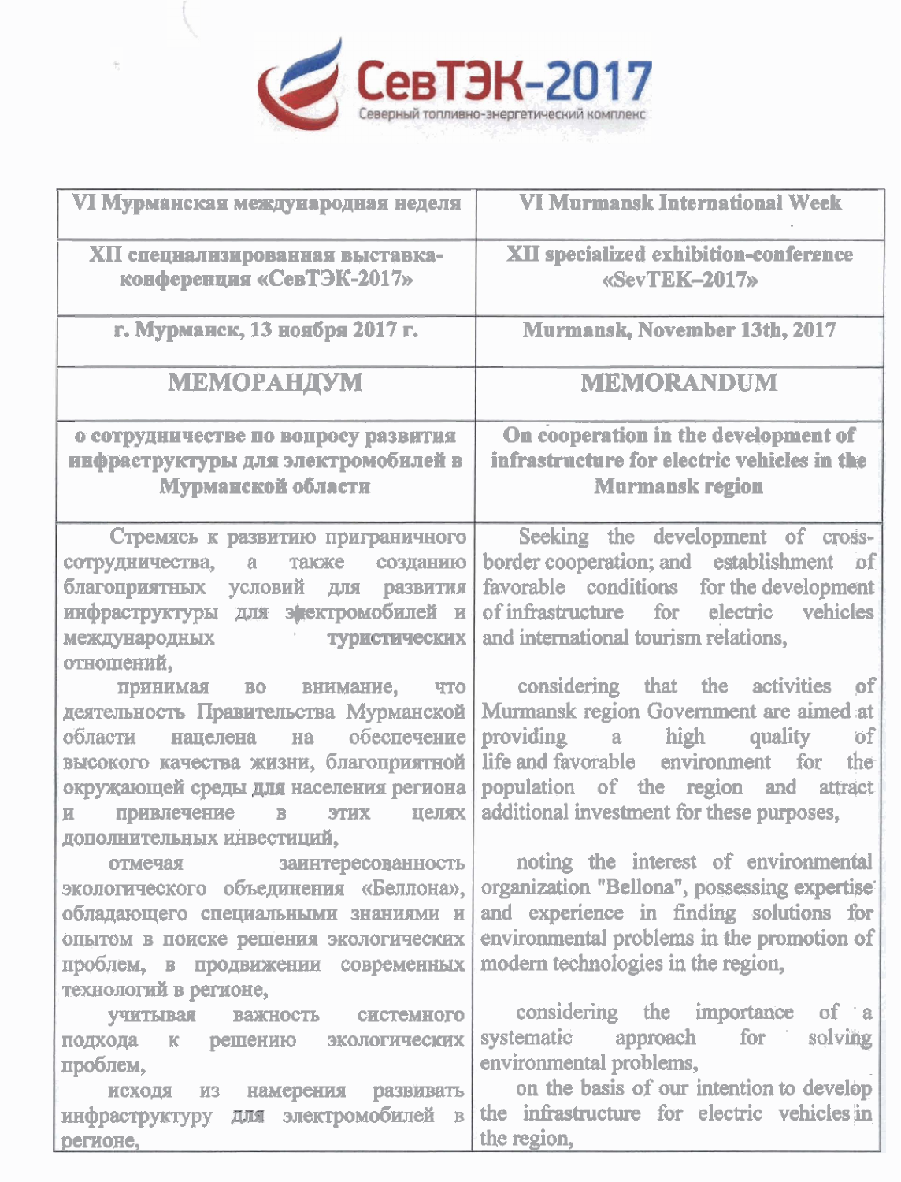СевТЭК-2017
Северный топливно-энергетический комплекс

| VI Мурманская международная неделя | VI Murmansk International Week |
| --- | --- |
| **XII специализированная выставка-конференция «СевТЭК-2017»** | **XII specialized exhibition-conference «SevTEK–2017»** |
| **г. Мурманск, 13 ноября 2017 г.** | **Murmansk, November 13th, 2017** |
| **МЕМОРАНДУМ** | **MEMORANDUM** |
| **о сотрудничестве по вопросу развития инфраструктуры для электромобилей в Мурманской области** | **On cooperation in the development of infrastructure for electric vehicles in the Murmansk region** |
| Стремясь к развитию приграничного сотрудничества, а также созданию благоприятных условий для развития инфраструктуры для электромобилей и международных туристических отношений,<br><br>принимая во внимание, что деятельность Правительства Мурманской области нацелена на обеспечение высокого качества жизни, благоприятной окружающей среды для населения региона и привлечение в этих целях дополнительных инвестиций,<br><br>отмечая заинтересованность экологического объединения «Беллона», обладающего специальными знаниями и опытом в поиске решения экологических проблем, в продвижении современных технологий в регионе,<br><br>учитывая важность системного подхода к решению экологических проблем,<br><br>исходя из намерения развивать инфраструктуру для электромобилей в регионе, | Seeking the development of cross-border cooperation; and establishment of favorable conditions for the development of infrastructure for electric vehicles and international tourism relations,<br><br>considering that the activities of Murmansk region Government are aimed at providing a high quality of life and favorable environment for the population of the region and attract additional investment for these purposes,<br><br>noting the interest of environmental organization "Bellona", possessing expertise and experience in finding solutions for environmental problems in the promotion of modern technologies in the region,<br><br>considering the importance of a systematic approach for solving environmental problems,<br><br>on the basis of our intention to develop the infrastructure for electric vehicles in the region, |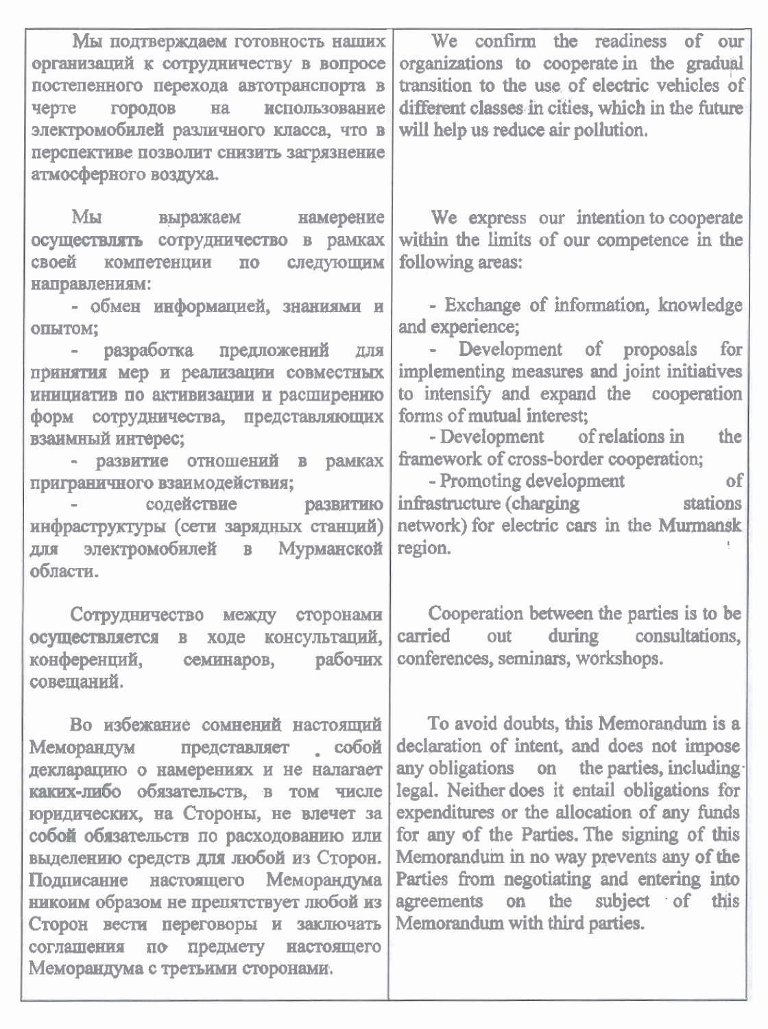| | |
|---|---|
| Мы подтверждаем готовность наших организаций к сотрудничеству в вопросе постепенного перехода автотранспорта в черте городов на использование электромобилей различного класса, что в перспективе позволит снизить загрязнение атмосферного воздуха. | We confirm the readiness of our organizations to cooperate in the gradual transition to the use of electric vehicles of different classes in cities, which in the future will help us reduce air pollution. |
| Мы выражаем намерение осуществлять сотрудничество в рамках своей компетенции по следующим направлениям:<br>- обмен информацией, знаниями и опытом;<br>- разработка предложений для принятия мер и реализации совместных инициатив по активизации и расширению форм сотрудничества, представляющих взаимный интерес;<br>- развитие отношений в рамках приграничного взаимодействия;<br>- содействие развитию инфраструктуры (сети зарядных станций) для электромобилей в Мурманской области. | We express our intention to cooperate within the limits of our competence in the following areas:<br>- Exchange of information, knowledge and experience;<br>- Development of proposals for implementing measures and joint initiatives to intensify and expand the cooperation forms of mutual interest;<br>- Development of relations in the framework of cross-border cooperation;<br>- Promoting development of infrastructure (charging stations network) for electric cars in the Murmansk region. |
| Сотрудничество между сторонами осуществляется в ходе консультаций, конференций, семинаров, рабочих совещаний. | Cooperation between the parties is to be carried out during consultations, conferences, seminars, workshops. |
| Во избежание сомнений настоящий Меморандум представляет собой декларацию о намерениях и не налагает каких-либо обязательств, в том числе юридических, на Стороны, не влечет за собой обязательств по расходованию или выделению средств для любой из Сторон. Подписание настоящего Меморандума никоим образом не препятствует любой из Сторон вести переговоры и заключать соглашения по предмету настоящего Меморандума с третьими сторонами. | To avoid doubts, this Memorandum is a declaration of intent, and does not impose any obligations on the parties, including legal. Neither does it entail obligations for expenditures or the allocation of any funds for any of the Parties. The signing of this Memorandum in no way prevents any of the Parties from negotiating and entering into agreements on the subject of this Memorandum with third parties. |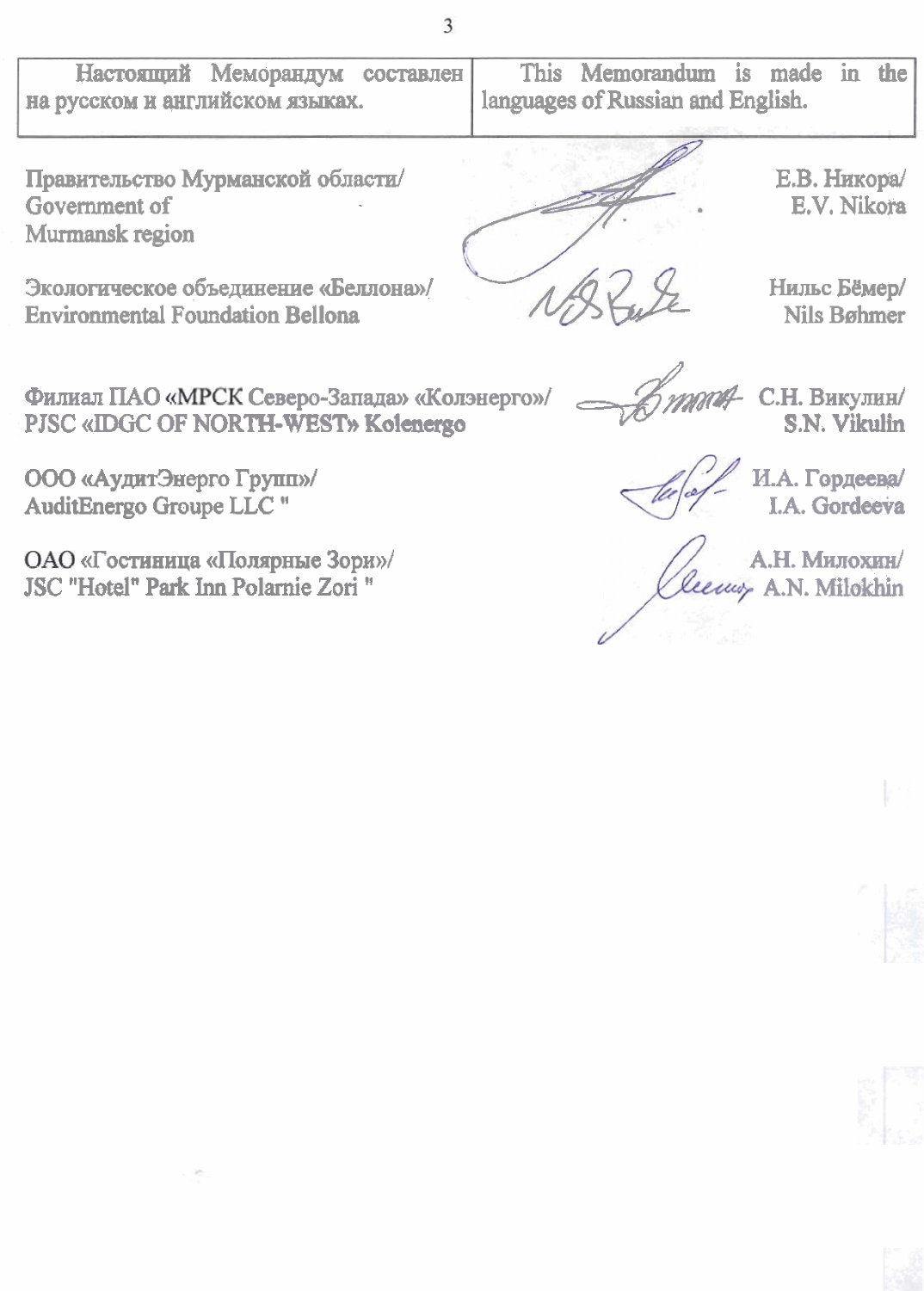| | |
|---|---|
| Настоящий Меморандум составлен на русском и английском языках. | This Memorandum is made in the languages of Russian and English. |

| | |
|---|---|
| Правительство Мурманской области/ Government of Murmansk region | Е.В. Никора/ E.V. Nikora |
| Экологическое объединение «Беллона»/ Environmental Foundation Bellona | Нильс Бёмер/ Nils Bøhmer |
| Филиал ПАО «МРСК Северо-Запада» «Колэнерго»/ PJSC «IDGC OF NORTH-WEST» Kolenergo | С.Н. Викулин/ S.N. Vikulin |
| ООО «АудитЭнерго Групп»/ AuditEnergo Groupe LLC " | И.А. Гордеева/ I.A. Gordeeva |
| ОАО «Гостиница «Полярные Зори»/ JSC "Hotel" Park Inn Polarnie Zori " | А.Н. Милохин/ A.N. Milokhin |